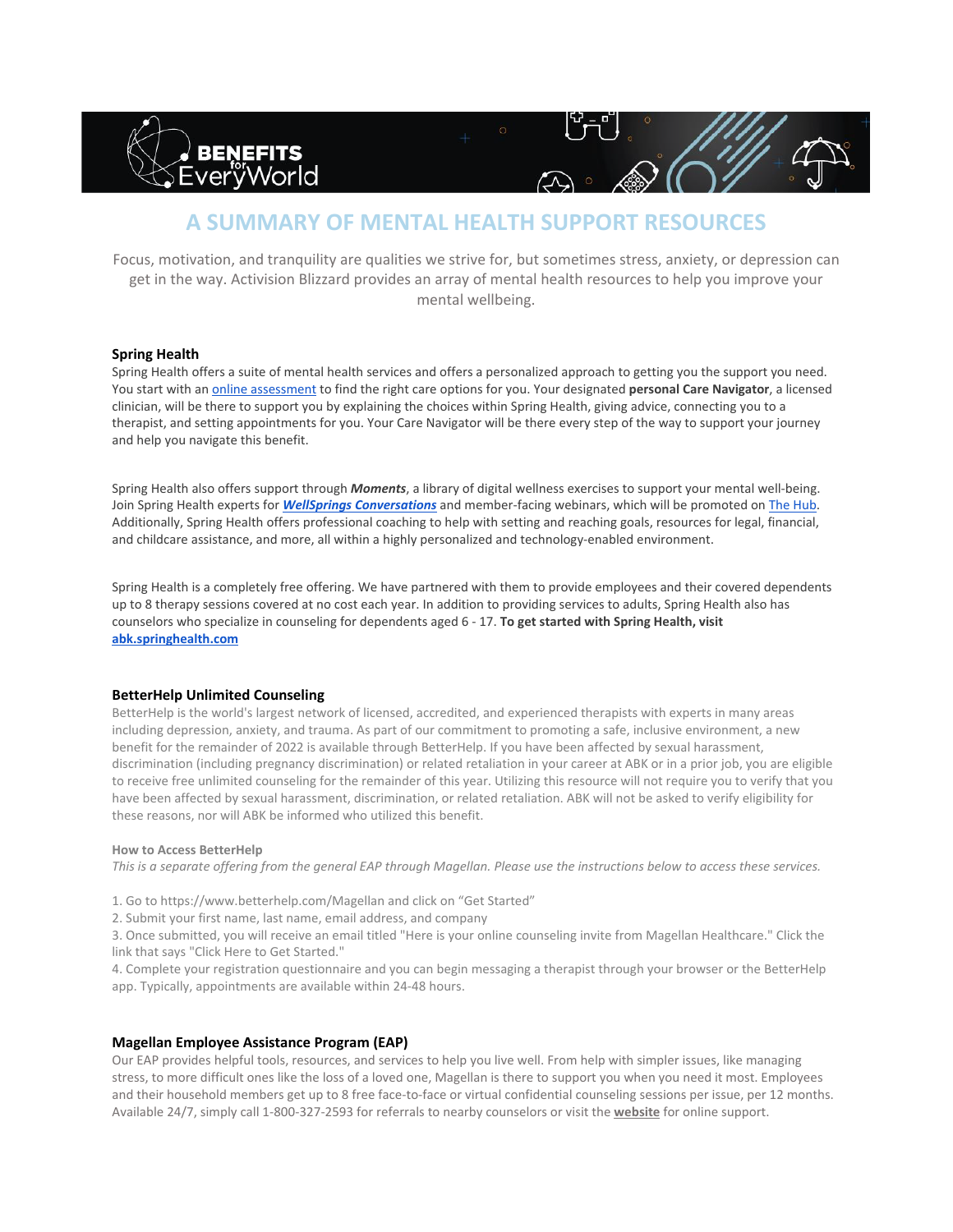# A SUMMARY OF MENTAL HEALTH SUPPORT RESOURCES

Focus, motivation, and tranquility are qualities we strive for, but sometimes stress, anxiety, or depression can get in the way. Activision Blizzard provides an array of mental health resources to help you improve your mental wellbeing.

## Spring Health

Spring Health offers a suite of mental health services and offers a personalized approach to getting you the support you need. You start with an online assessment to find the right care options for you. Your designated **personal Care Navigator**, a licensed clinician, will be there to support you by explaining the choices within Spring Health, giving advice, connecting you to a therapist, and setting appointments for you. Your Care Navigator will be there every step of the way to support your journey and help you navigate this benefit.

Spring Health also offers support through ***Moments***, a library of digital wellness exercises to support your mental well-being. Join Spring Health experts for ***WellSprings Conversations*** and member-facing webinars, which will be promoted on The Hub. Additionally, Spring Health offers professional coaching to help with setting and reaching goals, resources for legal, financial, and childcare assistance, and more, all within a highly personalized and technology-enabled environment.

Spring Health is a completely free offering. We have partnered with them to provide employees and their covered dependents up to 8 therapy sessions covered at no cost each year. In addition to providing services to adults, Spring Health also has counselors who specialize in counseling for dependents aged 6 - 17. **To get started with Spring Health, visit abk.springhealth.com**

## BetterHelp Unlimited Counseling

BetterHelp is the world's largest network of licensed, accredited, and experienced therapists with experts in many areas including depression, anxiety, and trauma. As part of our commitment to promoting a safe, inclusive environment, a new benefit for the remainder of 2022 is available through BetterHelp. If you have been affected by sexual harassment, discrimination (including pregnancy discrimination) or related retaliation in your career at ABK or in a prior job, you are eligible to receive free unlimited counseling for the remainder of this year. Utilizing this resource will not require you to verify that you have been affected by sexual harassment, discrimination, or related retaliation. ABK will not be asked to verify eligibility for these reasons, nor will ABK be informed who utilized this benefit.

**How to Access BetterHelp**

*This is a separate offering from the general EAP through Magellan. Please use the instructions below to access these services.*

1. Go to https://www.betterhelp.com/Magellan and click on "Get Started"
2. Submit your first name, last name, email address, and company
3. Once submitted, you will receive an email titled "Here is your online counseling invite from Magellan Healthcare." Click the link that says "Click Here to Get Started."
4. Complete your registration questionnaire and you can begin messaging a therapist through your browser or the BetterHelp app. Typically, appointments are available within 24-48 hours.

## Magellan Employee Assistance Program (EAP)

Our EAP provides helpful tools, resources, and services to help you live well. From help with simpler issues, like managing stress, to more difficult ones like the loss of a loved one, Magellan is there to support you when you need it most. Employees and their household members get up to 8 free face-to-face or virtual confidential counseling sessions per issue, per 12 months. Available 24/7, simply call 1-800-327-2593 for referrals to nearby counselors or visit the **website** for online support.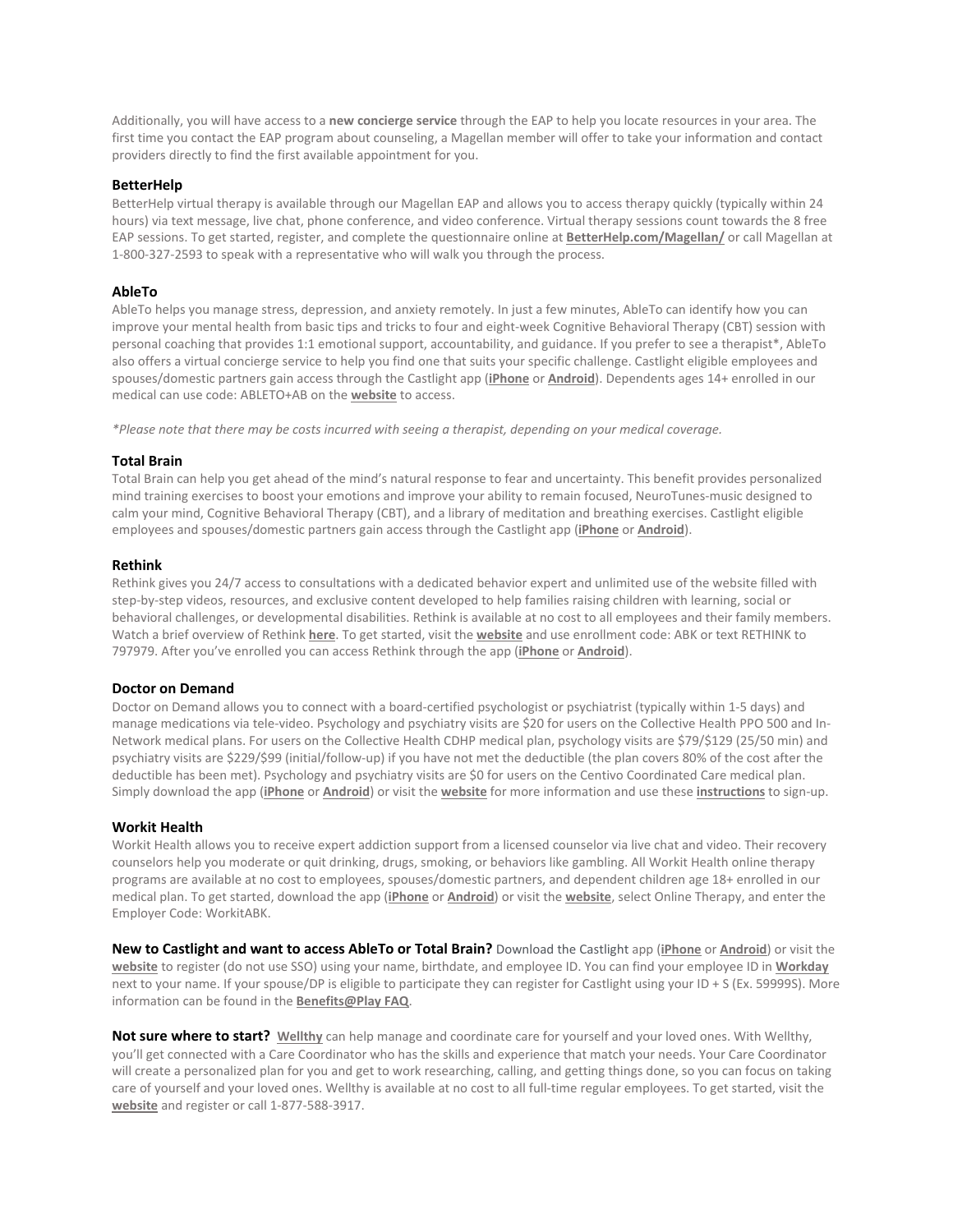Additionally, you will have access to a **new concierge service** through the EAP to help you locate resources in your area. The first time you contact the EAP program about counseling, a Magellan member will offer to take your information and contact providers directly to find the first available appointment for you.

### BetterHelp

BetterHelp virtual therapy is available through our Magellan EAP and allows you to access therapy quickly (typically within 24 hours) via text message, live chat, phone conference, and video conference. Virtual therapy sessions count towards the 8 free EAP sessions. To get started, register, and complete the questionnaire online at **BetterHelp.com/Magellan/** or call Magellan at 1-800-327-2593 to speak with a representative who will walk you through the process.

### AbleTo

AbleTo helps you manage stress, depression, and anxiety remotely. In just a few minutes, AbleTo can identify how you can improve your mental health from basic tips and tricks to four and eight-week Cognitive Behavioral Therapy (CBT) session with personal coaching that provides 1:1 emotional support, accountability, and guidance. If you prefer to see a therapist*, AbleTo also offers a virtual concierge service to help you find one that suits your specific challenge. Castlight eligible employees and spouses/domestic partners gain access through the Castlight app (**iPhone** or **Android**). Dependents ages 14+ enrolled in our medical can use code: ABLETO+AB on the **website** to access.

*\*Please note that there may be costs incurred with seeing a therapist, depending on your medical coverage.*

### Total Brain

Total Brain can help you get ahead of the mind's natural response to fear and uncertainty. This benefit provides personalized mind training exercises to boost your emotions and improve your ability to remain focused, NeuroTunes-music designed to calm your mind, Cognitive Behavioral Therapy (CBT), and a library of meditation and breathing exercises. Castlight eligible employees and spouses/domestic partners gain access through the Castlight app (**iPhone** or **Android**).

### Rethink

Rethink gives you 24/7 access to consultations with a dedicated behavior expert and unlimited use of the website filled with step-by-step videos, resources, and exclusive content developed to help families raising children with learning, social or behavioral challenges, or developmental disabilities. Rethink is available at no cost to all employees and their family members. Watch a brief overview of Rethink **here**. To get started, visit the **website** and use enrollment code: ABK or text RETHINK to 797979. After you've enrolled you can access Rethink through the app (**iPhone** or **Android**).

### Doctor on Demand

Doctor on Demand allows you to connect with a board-certified psychologist or psychiatrist (typically within 1-5 days) and manage medications via tele-video. Psychology and psychiatry visits are $20 for users on the Collective Health PPO 500 and In-Network medical plans. For users on the Collective Health CDHP medical plan, psychology visits are $79/$129 (25/50 min) and psychiatry visits are $229/$99 (initial/follow-up) if you have not met the deductible (the plan covers 80% of the cost after the deductible has been met). Psychology and psychiatry visits are $0 for users on the Centivo Coordinated Care medical plan. Simply download the app (**iPhone** or **Android**) or visit the **website** for more information and use these **instructions** to sign-up.

### Workit Health

Workit Health allows you to receive expert addiction support from a licensed counselor via live chat and video. Their recovery counselors help you moderate or quit drinking, drugs, smoking, or behaviors like gambling. All Workit Health online therapy programs are available at no cost to employees, spouses/domestic partners, and dependent children age 18+ enrolled in our medical plan. To get started, download the app (**iPhone** or **Android**) or visit the **website**, select Online Therapy, and enter the Employer Code: WorkitABK.

**New to Castlight and want to access AbleTo or Total Brain?** Download the Castlight app (**iPhone** or **Android**) or visit the **website** to register (do not use SSO) using your name, birthdate, and employee ID. You can find your employee ID in **Workday** next to your name. If your spouse/DP is eligible to participate they can register for Castlight using your ID + S (Ex. 59999S). More information can be found in the **Benefits@Play FAQ**.

**Not sure where to start?** **Wellthy** can help manage and coordinate care for yourself and your loved ones. With Wellthy, you'll get connected with a Care Coordinator who has the skills and experience that match your needs. Your Care Coordinator will create a personalized plan for you and get to work researching, calling, and getting things done, so you can focus on taking care of yourself and your loved ones. Wellthy is available at no cost to all full-time regular employees. To get started, visit the **website** and register or call 1-877-588-3917.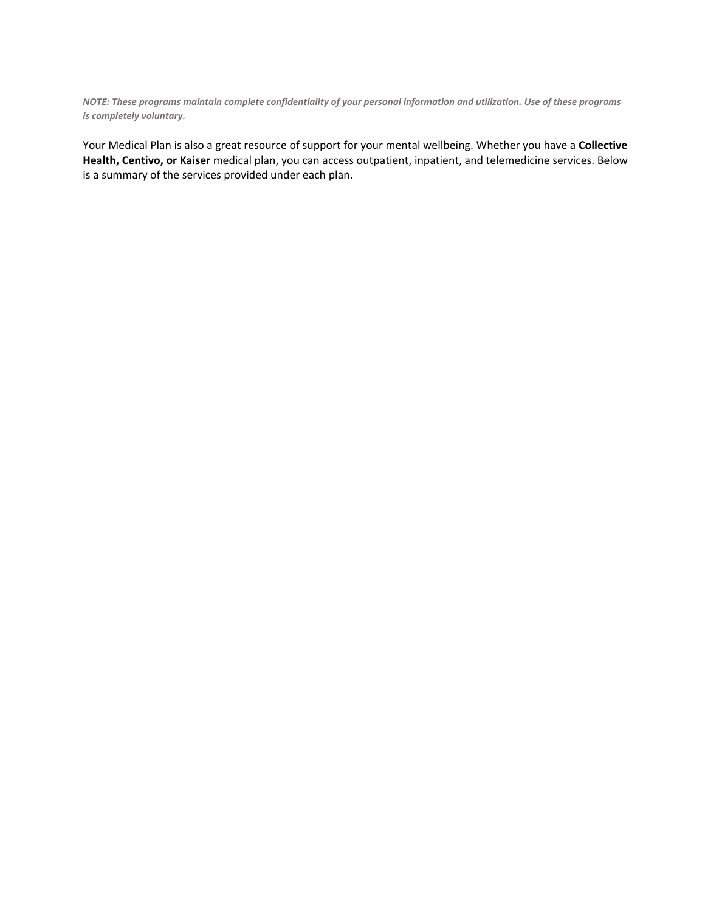***NOTE: These programs maintain complete confidentiality of your personal information and utilization. Use of these programs is completely voluntary.***

Your Medical Plan is also a great resource of support for your mental wellbeing. Whether you have a **Collective Health, Centivo, or Kaiser** medical plan, you can access outpatient, inpatient, and telemedicine services. Below is a summary of the services provided under each plan.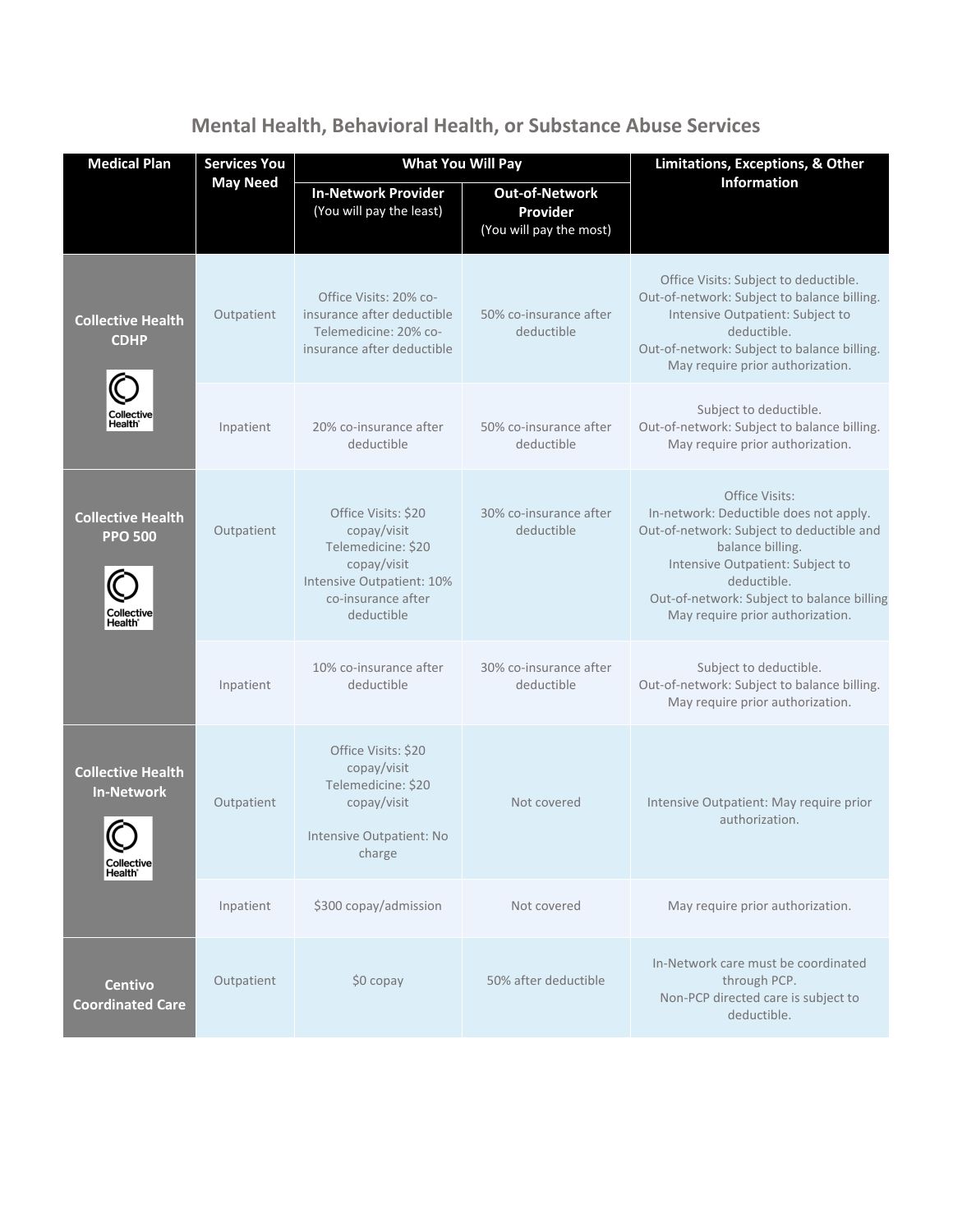## Mental Health, Behavioral Health, or Substance Abuse Services

| Medical Plan | Services You May Need | What You Will Pay | | Limitations, Exceptions, & Other Information |
|---|---|---|---|---|
| | | **In-Network Provider** (You will pay the least) | **Out-of-Network Provider** (You will pay the most) | |
| **Collective Health CDHP** | Outpatient | Office Visits: 20% co-insurance after deductible<br>Telemedicine: 20% co-insurance after deductible | 50% co-insurance after deductible | Office Visits: Subject to deductible.<br>Out-of-network: Subject to balance billing.<br>Intensive Outpatient: Subject to deductible.<br>Out-of-network: Subject to balance billing.<br>May require prior authorization. |
| | Inpatient | 20% co-insurance after deductible | 50% co-insurance after deductible | Subject to deductible.<br>Out-of-network: Subject to balance billing.<br>May require prior authorization. |
| **Collective Health PPO 500** | Outpatient | Office Visits: $20 copay/visit<br>Telemedicine: $20 copay/visit<br>Intensive Outpatient: 10% co-insurance after deductible | 30% co-insurance after deductible | Office Visits:<br>In-network: Deductible does not apply.<br>Out-of-network: Subject to deductible and balance billing.<br>Intensive Outpatient: Subject to deductible.<br>Out-of-network: Subject to balance billing<br>May require prior authorization. |
| | Inpatient | 10% co-insurance after deductible | 30% co-insurance after deductible | Subject to deductible.<br>Out-of-network: Subject to balance billing.<br>May require prior authorization. |
| **Collective Health In-Network** | Outpatient | Office Visits: $20 copay/visit<br>Telemedicine: $20 copay/visit<br><br>Intensive Outpatient: No charge | Not covered | Intensive Outpatient: May require prior authorization. |
| | Inpatient | $300 copay/admission | Not covered | May require prior authorization. |
| **Centivo Coordinated Care** | Outpatient | $0 copay | 50% after deductible | In-Network care must be coordinated through PCP.<br>Non-PCP directed care is subject to deductible. |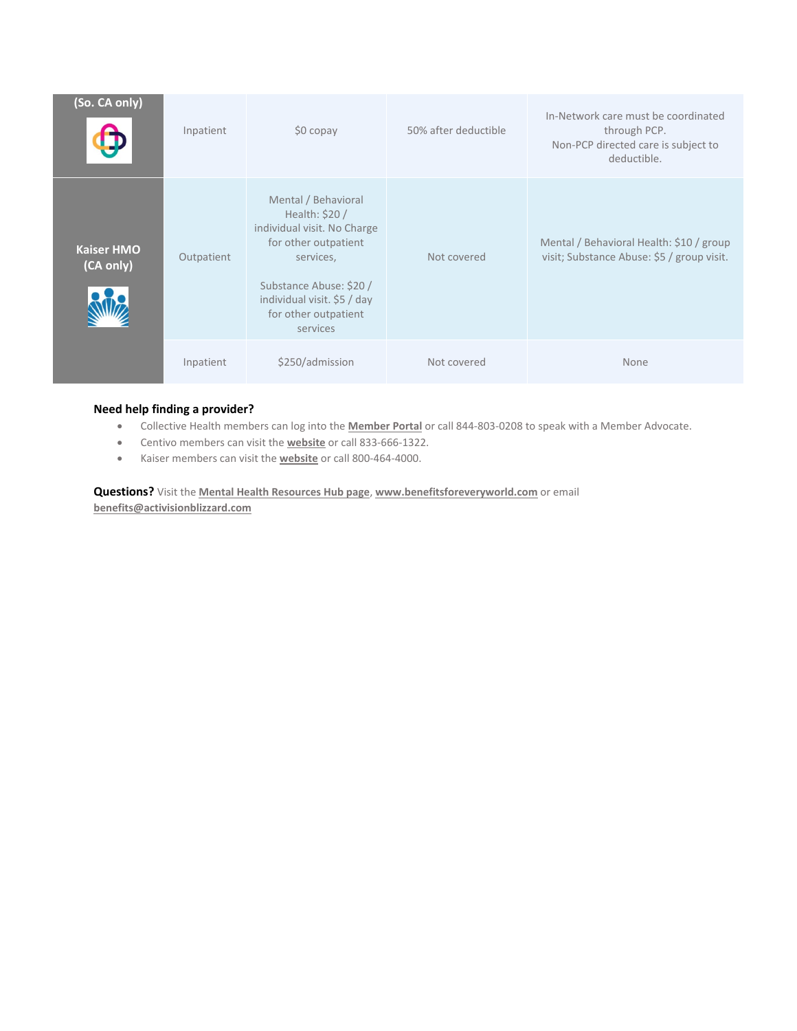| | | | | |
|---|---|---|---|---|
| (So. CA only) | Inpatient | $0 copay | 50% after deductible | In-Network care must be coordinated through PCP. Non-PCP directed care is subject to deductible. |
| Kaiser HMO (CA only) | Outpatient | Mental / Behavioral Health: $20 / individual visit. No Charge for other outpatient services, Substance Abuse: $20 / individual visit. $5 / day for other outpatient services | Not covered | Mental / Behavioral Health: $10 / group visit; Substance Abuse: $5 / group visit. |
| | Inpatient | $250/admission | Not covered | None |

**Need help finding a provider?**

- Collective Health members can log into the **Member Portal** or call 844-803-0208 to speak with a Member Advocate.
- Centivo members can visit the **website** or call 833-666-1322.
- Kaiser members can visit the **website** or call 800-464-4000.

**Questions?** Visit the **Mental Health Resources Hub page**, **www.benefitsforeveryworld.com** or email **benefits@activisionblizzard.com**